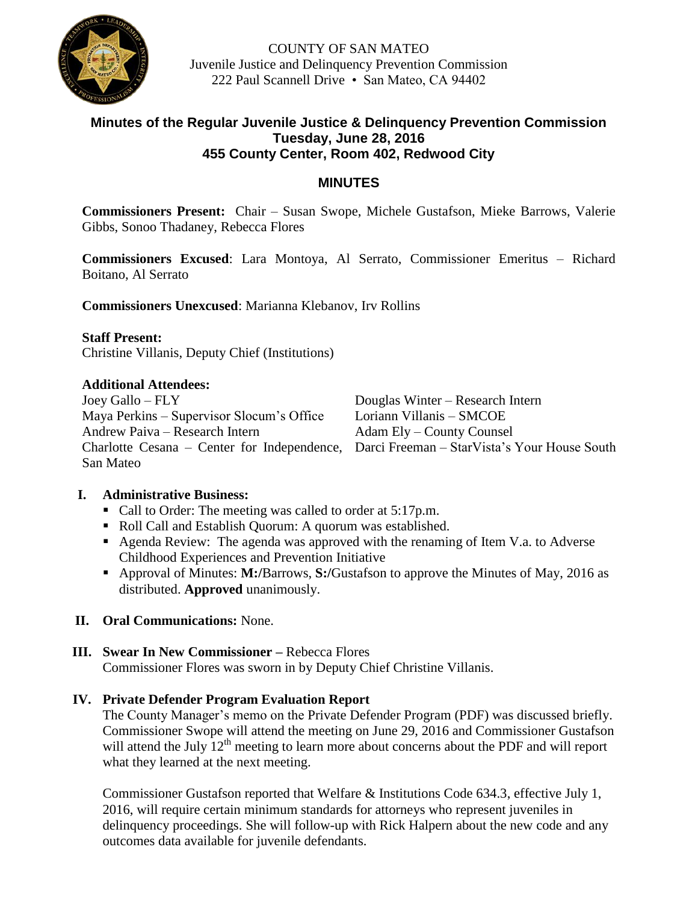COUNTY OF SAN MATEO
Juvenile Justice and Delinquency Prevention Commission
222 Paul Scannell Drive • San Mateo, CA 94402

## Minutes of the Regular Juvenile Justice & Delinquency Prevention Commission
## Tuesday, June 28, 2016
## 455 County Center, Room 402, Redwood City

## MINUTES

**Commissioners Present:** Chair – Susan Swope, Michele Gustafson, Mieke Barrows, Valerie Gibbs, Sonoo Thadaney, Rebecca Flores

**Commissioners Excused**: Lara Montoya, Al Serrato, Commissioner Emeritus – Richard Boitano, Al Serrato

**Commissioners Unexcused**: Marianna Klebanov, Irv Rollins

**Staff Present:**
Christine Villanis, Deputy Chief (Institutions)

**Additional Attendees:**
Joey Gallo – FLY
Maya Perkins – Supervisor Slocum's Office
Andrew Paiva – Research Intern
Charlotte Cesana – Center for Independence, San Mateo
Douglas Winter – Research Intern
Loriann Villanis – SMCOE
Adam Ely – County Counsel
Darci Freeman – StarVista's Your House South

**I. Administrative Business:**

- Call to Order: The meeting was called to order at 5:17p.m.
- Roll Call and Establish Quorum: A quorum was established.
- Agenda Review: The agenda was approved with the renaming of Item V.a. to Adverse Childhood Experiences and Prevention Initiative
- Approval of Minutes: **M:/**Barrows, **S:/**Gustafson to approve the Minutes of May, 2016 as distributed. **Approved** unanimously.

**II. Oral Communications:** None.

**III. Swear In New Commissioner –** Rebecca Flores
Commissioner Flores was sworn in by Deputy Chief Christine Villanis.

**IV. Private Defender Program Evaluation Report**
The County Manager's memo on the Private Defender Program (PDF) was discussed briefly. Commissioner Swope will attend the meeting on June 29, 2016 and Commissioner Gustafson will attend the July 12th meeting to learn more about concerns about the PDF and will report what they learned at the next meeting.

Commissioner Gustafson reported that Welfare & Institutions Code 634.3, effective July 1, 2016, will require certain minimum standards for attorneys who represent juveniles in delinquency proceedings. She will follow-up with Rick Halpern about the new code and any outcomes data available for juvenile defendants.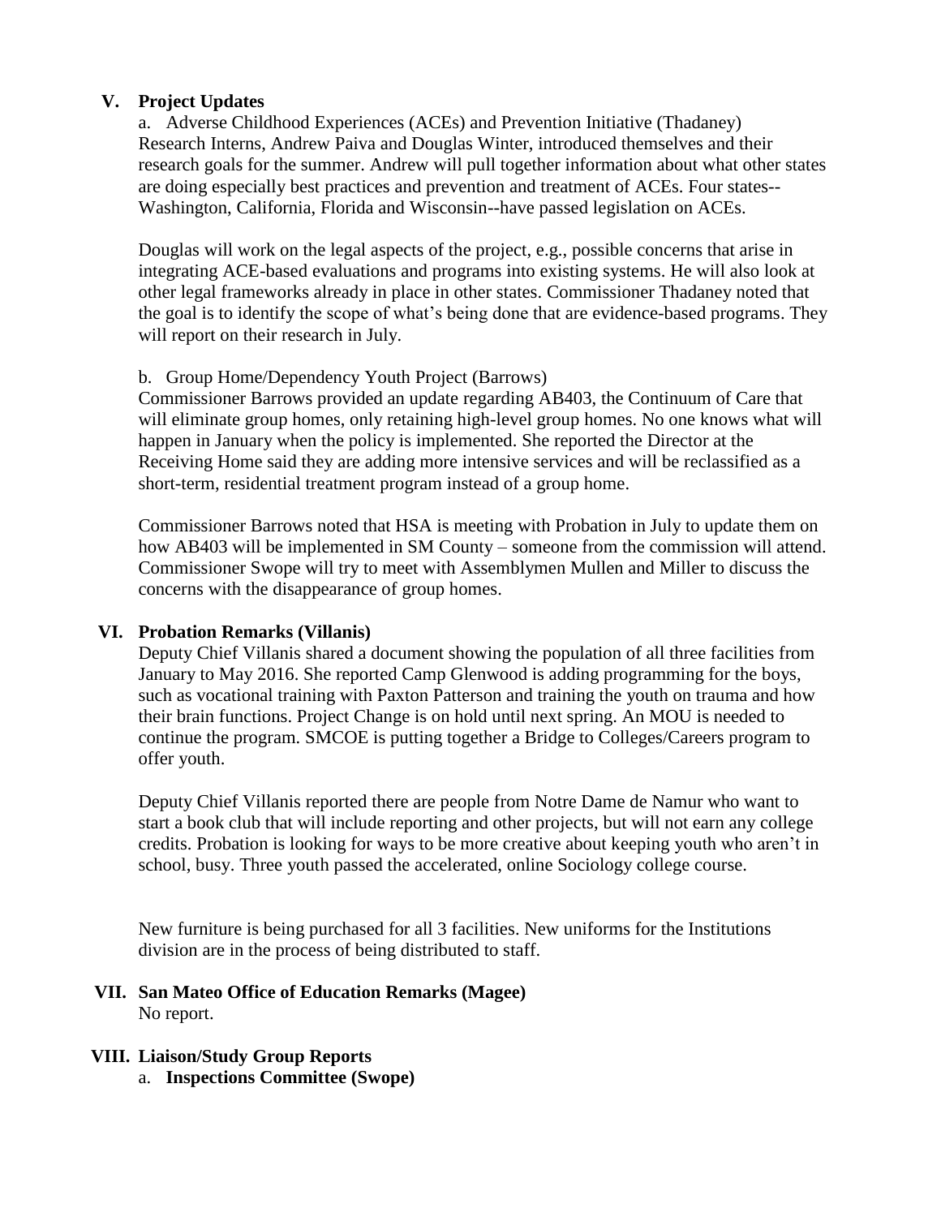## V. Project Updates

a. Adverse Childhood Experiences (ACEs) and Prevention Initiative (Thadaney)
Research Interns, Andrew Paiva and Douglas Winter, introduced themselves and their research goals for the summer. Andrew will pull together information about what other states are doing especially best practices and prevention and treatment of ACEs. Four states--Washington, California, Florida and Wisconsin--have passed legislation on ACEs.

Douglas will work on the legal aspects of the project, e.g., possible concerns that arise in integrating ACE-based evaluations and programs into existing systems. He will also look at other legal frameworks already in place in other states. Commissioner Thadaney noted that the goal is to identify the scope of what's being done that are evidence-based programs. They will report on their research in July.

b. Group Home/Dependency Youth Project (Barrows)
Commissioner Barrows provided an update regarding AB403, the Continuum of Care that will eliminate group homes, only retaining high-level group homes. No one knows what will happen in January when the policy is implemented. She reported the Director at the Receiving Home said they are adding more intensive services and will be reclassified as a short-term, residential treatment program instead of a group home.

Commissioner Barrows noted that HSA is meeting with Probation in July to update them on how AB403 will be implemented in SM County – someone from the commission will attend. Commissioner Swope will try to meet with Assemblymen Mullen and Miller to discuss the concerns with the disappearance of group homes.

## VI. Probation Remarks (Villanis)

Deputy Chief Villanis shared a document showing the population of all three facilities from January to May 2016. She reported Camp Glenwood is adding programming for the boys, such as vocational training with Paxton Patterson and training the youth on trauma and how their brain functions. Project Change is on hold until next spring. An MOU is needed to continue the program. SMCOE is putting together a Bridge to Colleges/Careers program to offer youth.

Deputy Chief Villanis reported there are people from Notre Dame de Namur who want to start a book club that will include reporting and other projects, but will not earn any college credits. Probation is looking for ways to be more creative about keeping youth who aren't in school, busy. Three youth passed the accelerated, online Sociology college course.

New furniture is being purchased for all 3 facilities. New uniforms for the Institutions division are in the process of being distributed to staff.

## VII. San Mateo Office of Education Remarks (Magee)

No report.

## VIII. Liaison/Study Group Reports

a. **Inspections Committee (Swope)**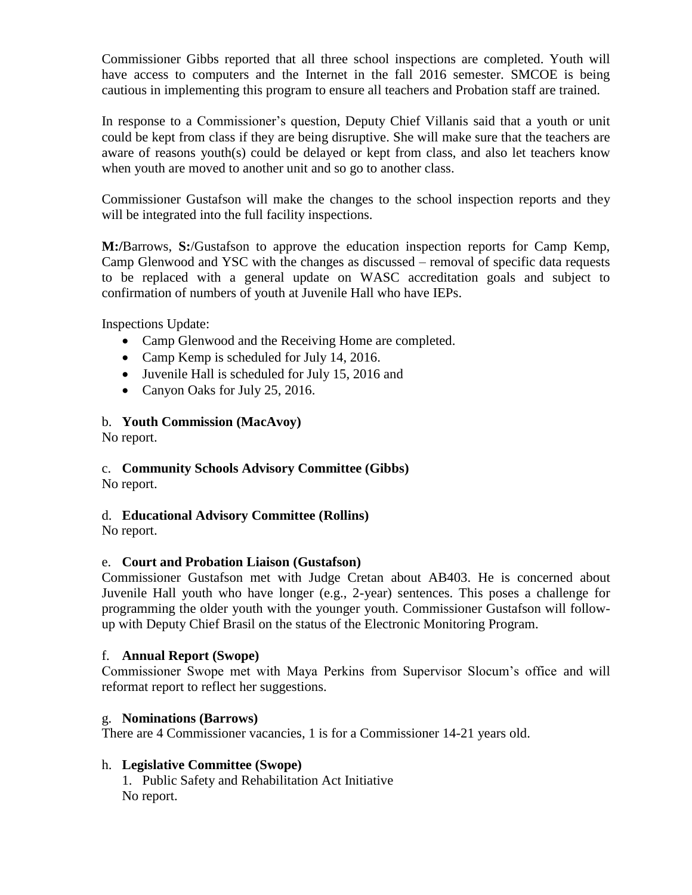Commissioner Gibbs reported that all three school inspections are completed. Youth will have access to computers and the Internet in the fall 2016 semester. SMCOE is being cautious in implementing this program to ensure all teachers and Probation staff are trained.

In response to a Commissioner's question, Deputy Chief Villanis said that a youth or unit could be kept from class if they are being disruptive. She will make sure that the teachers are aware of reasons youth(s) could be delayed or kept from class, and also let teachers know when youth are moved to another unit and so go to another class.

Commissioner Gustafson will make the changes to the school inspection reports and they will be integrated into the full facility inspections.

**M:/**Barrows, **S:**/Gustafson to approve the education inspection reports for Camp Kemp, Camp Glenwood and YSC with the changes as discussed – removal of specific data requests to be replaced with a general update on WASC accreditation goals and subject to confirmation of numbers of youth at Juvenile Hall who have IEPs.

Inspections Update:

- Camp Glenwood and the Receiving Home are completed.
- Camp Kemp is scheduled for July 14, 2016.
- Juvenile Hall is scheduled for July 15, 2016 and
- Canyon Oaks for July 25, 2016.

b. **Youth Commission (MacAvoy)**
No report.

c. **Community Schools Advisory Committee (Gibbs)**
No report.

d. **Educational Advisory Committee (Rollins)**
No report.

e. **Court and Probation Liaison (Gustafson)**
Commissioner Gustafson met with Judge Cretan about AB403. He is concerned about Juvenile Hall youth who have longer (e.g., 2-year) sentences. This poses a challenge for programming the older youth with the younger youth. Commissioner Gustafson will follow-up with Deputy Chief Brasil on the status of the Electronic Monitoring Program.

f. **Annual Report (Swope)**
Commissioner Swope met with Maya Perkins from Supervisor Slocum's office and will reformat report to reflect her suggestions.

g. **Nominations (Barrows)**
There are 4 Commissioner vacancies, 1 is for a Commissioner 14-21 years old.

h. **Legislative Committee (Swope)**

1. Public Safety and Rehabilitation Act Initiative

No report.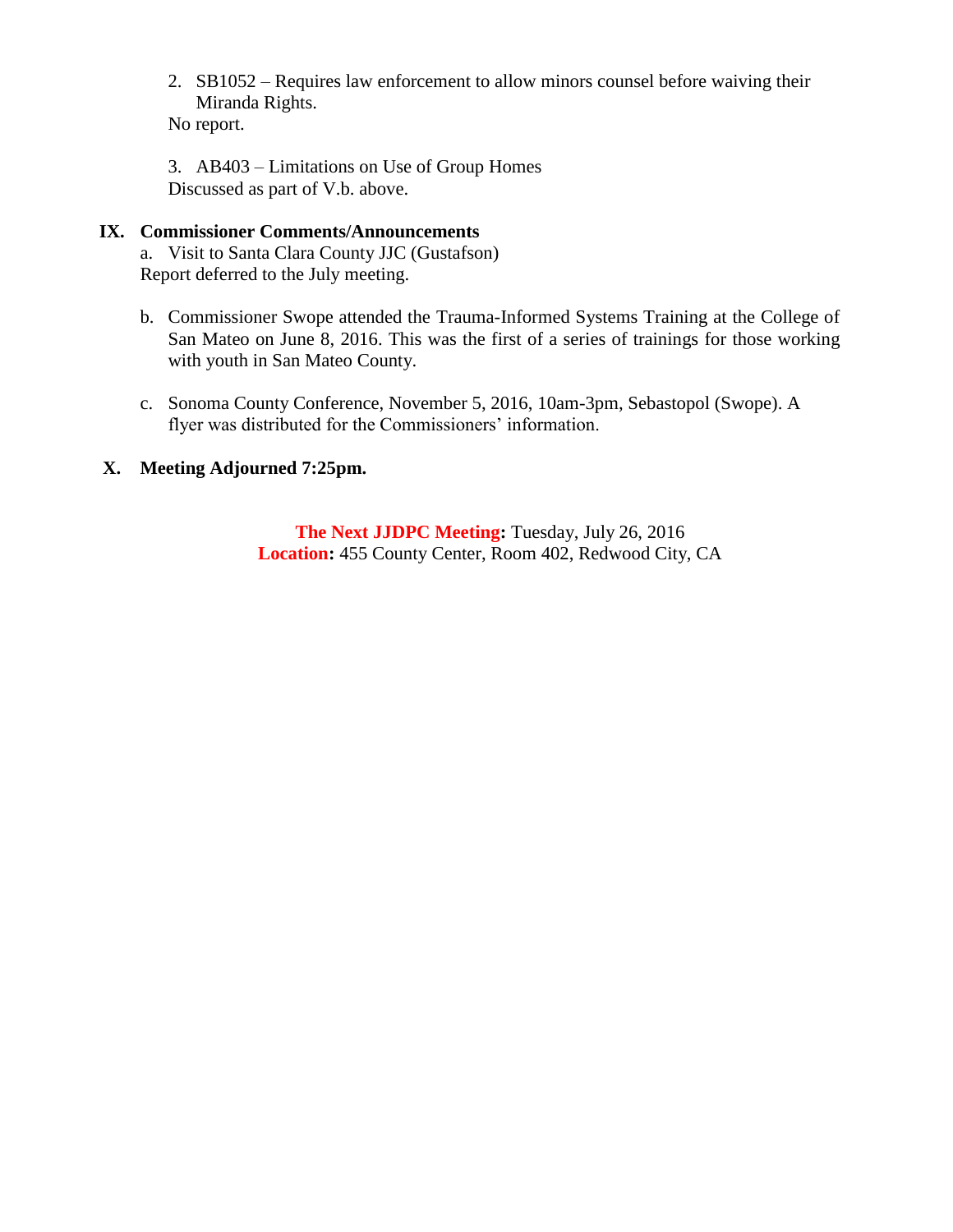2. SB1052 – Requires law enforcement to allow minors counsel before waiving their Miranda Rights.

No report.

3. AB403 – Limitations on Use of Group Homes

Discussed as part of V.b. above.

## IX. Commissioner Comments/Announcements

a. Visit to Santa Clara County JJC (Gustafson)

Report deferred to the July meeting.

b. Commissioner Swope attended the Trauma-Informed Systems Training at the College of San Mateo on June 8, 2016. This was the first of a series of trainings for those working with youth in San Mateo County.

c. Sonoma County Conference, November 5, 2016, 10am-3pm, Sebastopol (Swope). A flyer was distributed for the Commissioners' information.

## X. Meeting Adjourned 7:25pm.

**The Next JJDPC Meeting:** Tuesday, July 26, 2016

**Location:** 455 County Center, Room 402, Redwood City, CA